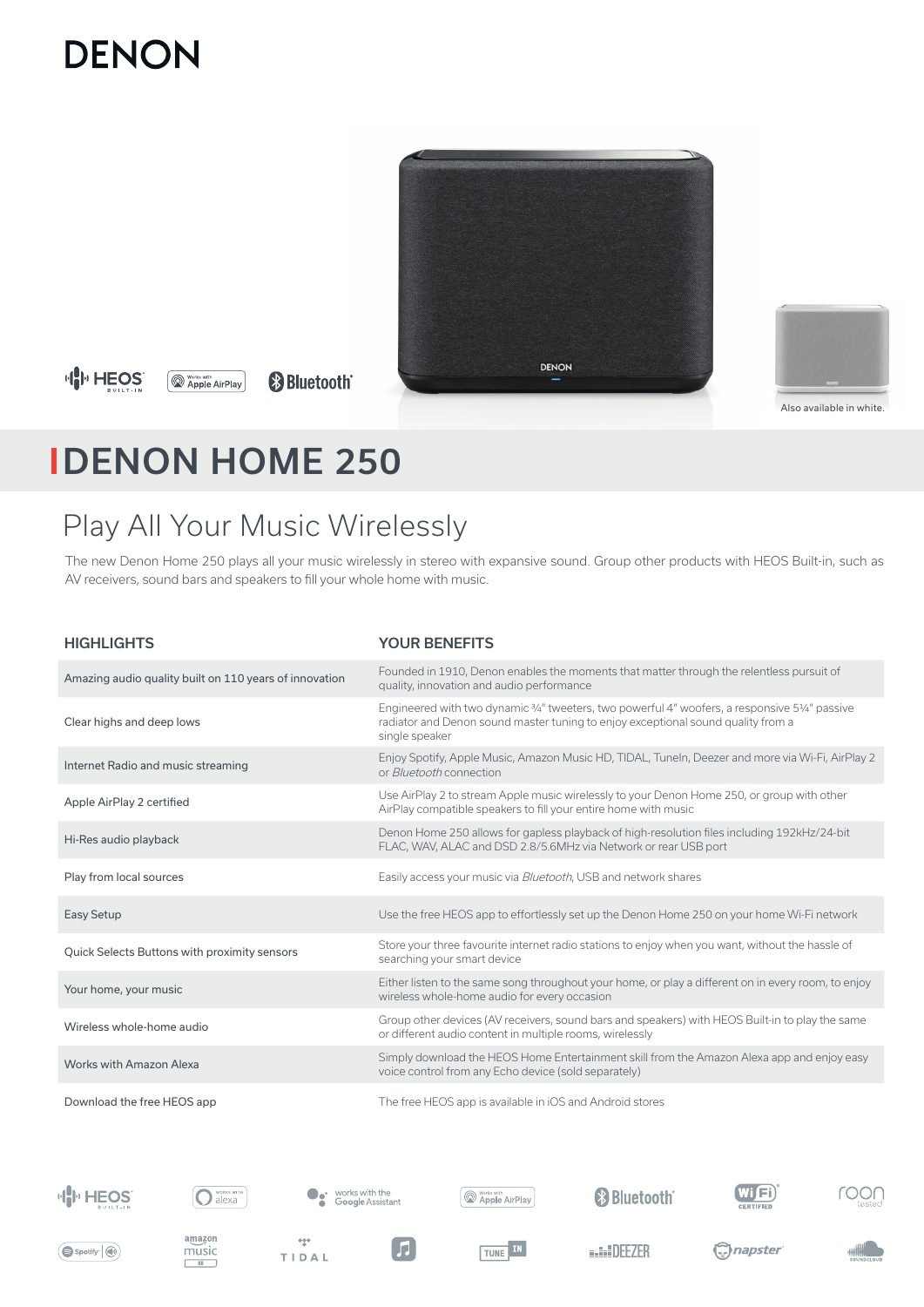# DENON

Also available in white.

# DENON HOME 250

## Play All Your Music Wirelessly

The new Denon Home 250 plays all your music wirelessly in stereo with expansive sound. Group other products with HEOS Built-in, such as AV receivers, sound bars and speakers to fill your whole home with music.

| HIGHLIGHTS | YOUR BENEFITS |
|---|---|
| Amazing audio quality built on 110 years of innovation | Founded in 1910, Denon enables the moments that matter through the relentless pursuit of quality, innovation and audio performance |
| Clear highs and deep lows | Engineered with two dynamic ¾" tweeters, two powerful 4" woofers, a responsive 5¼" passive radiator and Denon sound master tuning to enjoy exceptional sound quality from a single speaker |
| Internet Radio and music streaming | Enjoy Spotify, Apple Music, Amazon Music HD, TIDAL, TuneIn, Deezer and more via Wi-Fi, AirPlay 2 or *Bluetooth* connection |
| Apple AirPlay 2 certified | Use AirPlay 2 to stream Apple music wirelessly to your Denon Home 250, or group with other AirPlay compatible speakers to fill your entire home with music |
| Hi-Res audio playback | Denon Home 250 allows for gapless playback of high-resolution files including 192kHz/24-bit FLAC, WAV, ALAC and DSD 2.8/5.6MHz via Network or rear USB port |
| Play from local sources | Easily access your music via *Bluetooth*, USB and network shares |
| Easy Setup | Use the free HEOS app to effortlessly set up the Denon Home 250 on your home Wi-Fi network |
| Quick Selects Buttons with proximity sensors | Store your three favourite internet radio stations to enjoy when you want, without the hassle of searching your smart device |
| Your home, your music | Either listen to the same song throughout your home, or play a different on in every room, to enjoy wireless whole-home audio for every occasion |
| Wireless whole-home audio | Group other devices (AV receivers, sound bars and speakers) with HEOS Built-in to play the same or different audio content in multiple rooms, wirelessly |
| Works with Amazon Alexa | Simply download the HEOS Home Entertainment skill from the Amazon Alexa app and enjoy easy voice control from any Echo device (sold separately) |
| Download the free HEOS app | The free HEOS app is available in iOS and Android stores |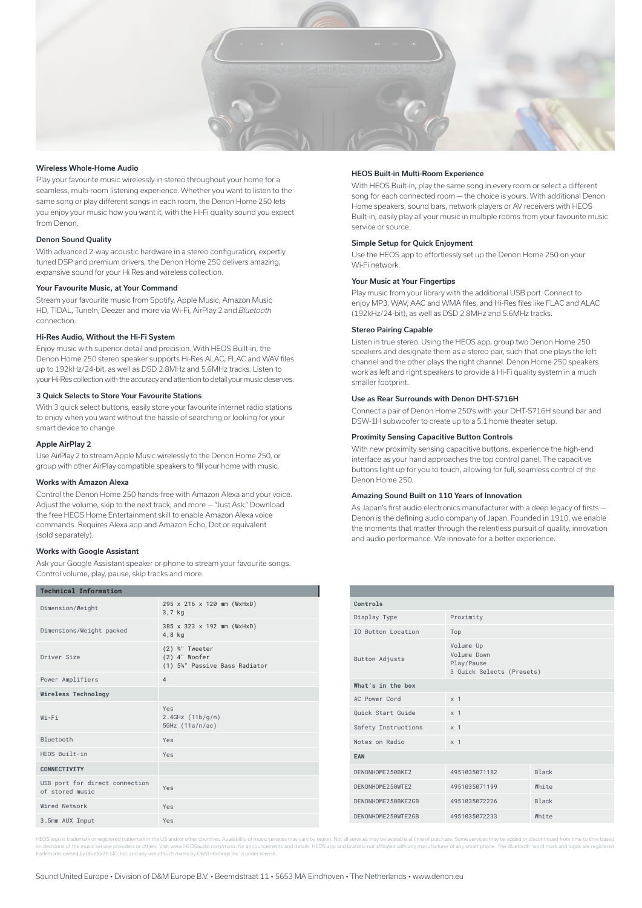### Wireless Whole-Home Audio

Play your favourite music wirelessly in stereo throughout your home for a seamless, multi-room listening experience. Whether you want to listen to the same song or play different songs in each room, the Denon Home 250 lets you enjoy your music how you want it, with the Hi-Fi quality sound you expect from Denon.

### Denon Sound Quality

With advanced 2-way acoustic hardware in a stereo configuration, expertly tuned DSP and premium drivers, the Denon Home 250 delivers amazing, expansive sound for your Hi Res and wireless collection.

### Your Favourite Music, at Your Command

Stream your favourite music from Spotify, Apple Music, Amazon Music HD, TIDAL, TuneIn, Deezer and more via Wi-Fi, AirPlay 2 and *Bluetooth* connection.

### Hi-Res Audio, Without the Hi-Fi System

Enjoy music with superior detail and precision. With HEOS Built-in, the Denon Home 250 stereo speaker supports Hi-Res ALAC, FLAC and WAV files up to 192kHz/24-bit, as well as DSD 2.8MHz and 5.6MHz tracks. Listen to your Hi-Res collection with the accuracy and attention to detail your music deserves.

### 3 Quick Selects to Store Your Favourite Stations

With 3 quick select buttons, easily store your favourite internet radio stations to enjoy when you want without the hassle of searching or looking for your smart device to change.

### Apple AirPlay 2

Use AirPlay 2 to stream Apple Music wirelessly to the Denon Home 250, or group with other AirPlay compatible speakers to fill your home with music.

### Works with Amazon Alexa

Control the Denon Home 250 hands-free with Amazon Alexa and your voice. Adjust the volume, skip to the next track, and more — "Just Ask." Download the free HEOS Home Entertainment skill to enable Amazon Alexa voice commands. Requires Alexa app and Amazon Echo, Dot or equivalent (sold separately).

### Works with Google Assistant

Ask your Google Assistant speaker or phone to stream your favourite songs. Control volume, play, pause, skip tracks and more.

### HEOS Built-in Multi-Room Experience

With HEOS Built-in, play the same song in every room or select a different song for each connected room — the choice is yours. With additional Denon Home speakers, sound bars, network players or AV receivers with HEOS Built-in, easily play all your music in multiple rooms from your favourite music service or source.

### Simple Setup for Quick Enjoyment

Use the HEOS app to effortlessly set up the Denon Home 250 on your Wi-Fi network.

### Your Music at Your Fingertips

Play music from your library with the additional USB port. Connect to enjoy MP3, WAV, AAC and WMA files, and Hi-Res files like FLAC and ALAC (192kHz/24-bit), as well as DSD 2.8MHz and 5.6MHz tracks.

### Stereo Pairing Capable

Listen in true stereo. Using the HEOS app, group two Denon Home 250 speakers and designate them as a stereo pair, such that one plays the left channel and the other plays the right channel. Denon Home 250 speakers work as left and right speakers to provide a Hi-Fi quality system in a much smaller footprint.

### Use as Rear Surrounds with Denon DHT-S716H

Connect a pair of Denon Home 250's with your DHT-S716H sound bar and DSW-1H subwoofer to create up to a 5.1 home theater setup.

### Proximity Sensing Capacitive Button Controls

With new proximity sensing capacitive buttons, experience the high-end interface as your hand approaches the top control panel. The capacitive buttons light up for you to touch, allowing for full, seamless control of the Denon Home 250.

### Amazing Sound Built on 110 Years of Innovation

As Japan's first audio electronics manufacturer with a deep legacy of firsts — Denon is the defining audio company of Japan. Founded in 1910, we enable the moments that matter through the relentless pursuit of quality, innovation and audio performance. We innovate for a better experience.

| Technical Information | |
|---|---|
| Dimension/Weight | 295 x 216 x 120 mm (WxHxD)<br>3,7 kg |
| Dimensions/Weight packed | 385 x 323 x 192 mm (WxHxD)<br>4,8 kg |
| Driver Size | (2) ¾" Tweeter<br>(2) 4" Woofer<br>(1) 5¼" Passive Bass Radiator |
| Power Amplifiers | 4 |
| **Wireless Technology** | |
| Wi-Fi | Yes<br>2.4GHz (11b/g/n)<br>5GHz (11a/n/ac) |
| Bluetooth | Yes |
| HEOS Built-in | Yes |
| **CONNECTIVITY** | |
| USB port for direct connection of stored music | Yes |
| Wired Network | Yes |
| 3.5mm AUX Input | Yes |

| | | |
|---|---|---|
| **Controls** | | |
| Display Type | Proximity | |
| IO Button Location | Top | |
| Button Adjusts | Volume Up<br>Volume Down<br>Play/Pause<br>3 Quick Selects (Presets) | |
| **What's in the box** | | |
| AC Power Cord | x 1 | |
| Quick Start Guide | x 1 | |
| Safety Instructions | x 1 | |
| Notes on Radio | x 1 | |
| **EAN** | | |
| DENONHOME250BKE2 | 4951035071182 | Black |
| DENONHOME250WTE2 | 4951035071199 | White |
| DENONHOME250BKE2GB | 4951035072226 | Black |
| DENONHOME250WTE2GB | 4951035072233 | White |

HEOS logo is trademark or registered trademark in the US and/or other countries. Availability of music services may vary by region. Not all services may be available at time of purchase. Some services may be added or discontinued from time to time based on decisions of the music service providers or others. Visit www.HEOSaudio.com/music for announcements and details. HEOS app and brand is not affiliated with any manufacturer of any smart phone. The Bluetooth® word mark and logos are registered trademarks owned by Bluetooth SIG, Inc. and any use of such marks by D&M Holdings Inc. is under license.

Sound United Europe • Division of D&M Europe B.V. • Beemdstraat 11 • 5653 MA Eindhoven • The Netherlands • www.denon.eu